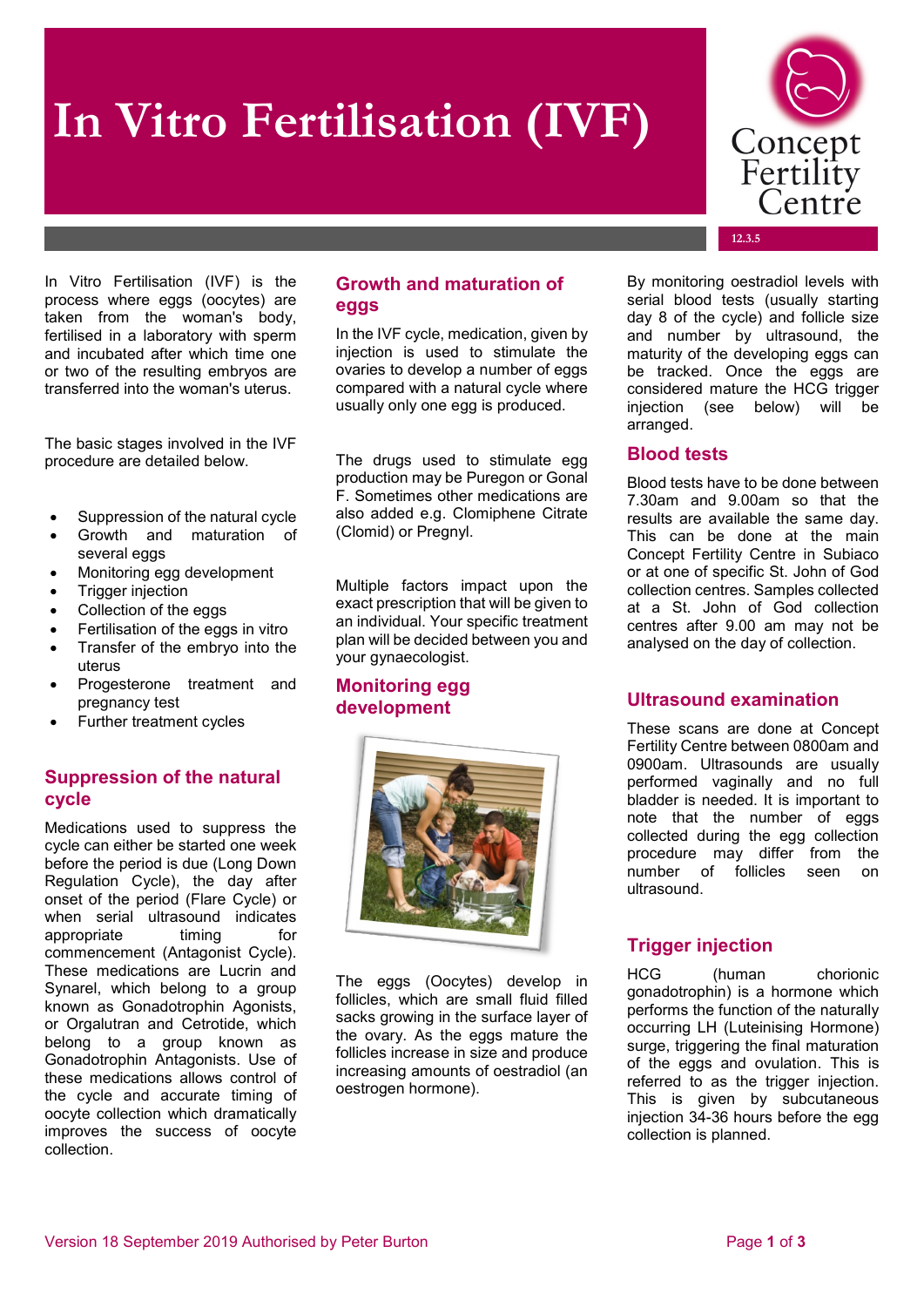# In Vitro Fertilisation (IVF)

Concept Fertility Centre

12.3.5

In Vitro Fertilisation (IVF) is the process where eggs (oocytes) are taken from the woman's body, fertilised in a laboratory with sperm and incubated after which time one or two of the resulting embryos are transferred into the woman's uterus.

The basic stages involved in the IVF procedure are detailed below.

- Suppression of the natural cycle
- Growth and maturation of several eggs
- Monitoring egg development
- Trigger injection
- Collection of the eggs
- Fertilisation of the eggs in vitro
- Transfer of the embryo into the uterus
- Progesterone treatment and pregnancy test
- Further treatment cycles

## Suppression of the natural cycle

Medications used to suppress the cycle can either be started one week before the period is due (Long Down Regulation Cycle), the day after onset of the period (Flare Cycle) or when serial ultrasound indicates appropriate timing for commencement (Antagonist Cycle). These medications are Lucrin and Synarel, which belong to a group known as Gonadotrophin Agonists, or Orgalutran and Cetrotide, which belong to a group known as Gonadotrophin Antagonists. Use of these medications allows control of the cycle and accurate timing of oocyte collection which dramatically improves the success of oocyte collection.

## Growth and maturation of eggs

In the IVF cycle, medication, given by injection is used to stimulate the ovaries to develop a number of eggs compared with a natural cycle where usually only one egg is produced.

The drugs used to stimulate egg production may be Puregon or Gonal F. Sometimes other medications are also added e.g. Clomiphene Citrate (Clomid) or Pregnyl.

Multiple factors impact upon the exact prescription that will be given to an individual. Your specific treatment plan will be decided between you and your gynaecologist.

## Monitoring egg development

The eggs (Oocytes) develop in follicles, which are small fluid filled sacks growing in the surface layer of the ovary. As the eggs mature the follicles increase in size and produce increasing amounts of oestradiol (an oestrogen hormone).

By monitoring oestradiol levels with serial blood tests (usually starting day 8 of the cycle) and follicle size and number by ultrasound, the maturity of the developing eggs can be tracked. Once the eggs are considered mature the HCG trigger injection (see below) will be arranged.

## Blood tests

Blood tests have to be done between 7.30am and 9.00am so that the results are available the same day. This can be done at the main Concept Fertility Centre in Subiaco or at one of specific St. John of God collection centres. Samples collected at a St. John of God collection centres after 9.00 am may not be analysed on the day of collection.

## Ultrasound examination

These scans are done at Concept Fertility Centre between 0800am and 0900am. Ultrasounds are usually performed vaginally and no full bladder is needed. It is important to note that the number of eggs collected during the egg collection procedure may differ from the number of follicles seen on ultrasound.

## Trigger injection

HCG (human chorionic gonadotrophin) is a hormone which performs the function of the naturally occurring LH (Luteinising Hormone) surge, triggering the final maturation of the eggs and ovulation. This is referred to as the trigger injection. This is given by subcutaneous injection 34-36 hours before the egg collection is planned.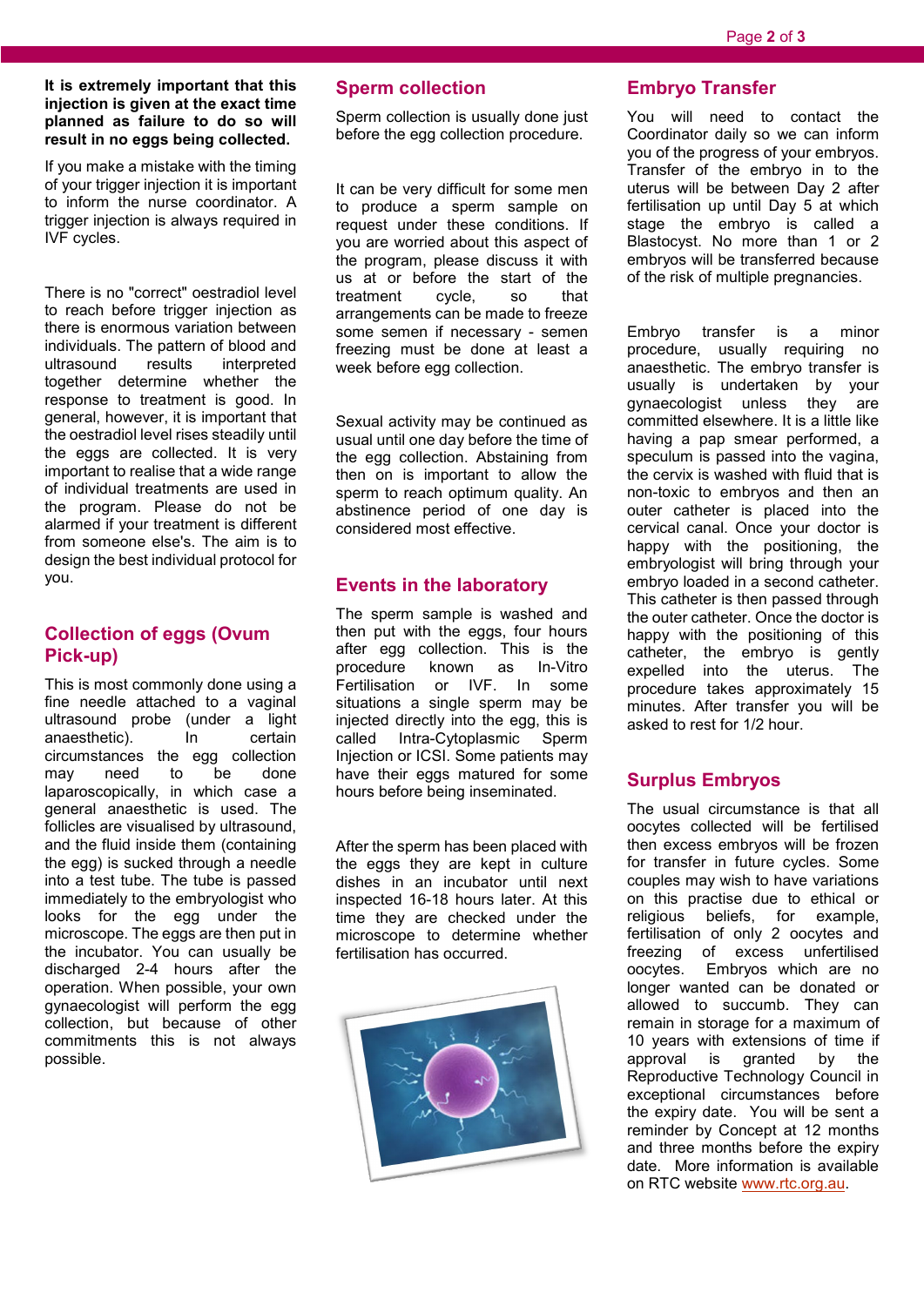**It is extremely important that this injection is given at the exact time planned as failure to do so will result in no eggs being collected.**

If you make a mistake with the timing of your trigger injection it is important to inform the nurse coordinator. A trigger injection is always required in IVF cycles.

There is no "correct" oestradiol level to reach before trigger injection as there is enormous variation between individuals. The pattern of blood and ultrasound results interpreted together determine whether the response to treatment is good. In general, however, it is important that the oestradiol level rises steadily until the eggs are collected. It is very important to realise that a wide range of individual treatments are used in the program. Please do not be alarmed if your treatment is different from someone else's. The aim is to design the best individual protocol for you.

## Collection of eggs (Ovum Pick-up)

This is most commonly done using a fine needle attached to a vaginal ultrasound probe (under a light anaesthetic). In certain circumstances the egg collection may need to be done laparoscopically, in which case a general anaesthetic is used. The follicles are visualised by ultrasound, and the fluid inside them (containing the egg) is sucked through a needle into a test tube. The tube is passed immediately to the embryologist who looks for the egg under the microscope. The eggs are then put in the incubator. You can usually be discharged 2-4 hours after the operation. When possible, your own gynaecologist will perform the egg collection, but because of other commitments this is not always possible.

## Sperm collection

Sperm collection is usually done just before the egg collection procedure.

It can be very difficult for some men to produce a sperm sample on request under these conditions. If you are worried about this aspect of the program, please discuss it with us at or before the start of the treatment cycle, so that arrangements can be made to freeze some semen if necessary - semen freezing must be done at least a week before egg collection.

Sexual activity may be continued as usual until one day before the time of the egg collection. Abstaining from then on is important to allow the sperm to reach optimum quality. An abstinence period of one day is considered most effective.

## Events in the laboratory

The sperm sample is washed and then put with the eggs, four hours after egg collection. This is the procedure known as In-Vitro Fertilisation or IVF. In some situations a single sperm may be injected directly into the egg, this is called Intra-Cytoplasmic Sperm Injection or ICSI. Some patients may have their eggs matured for some hours before being inseminated.

After the sperm has been placed with the eggs they are kept in culture dishes in an incubator until next inspected 16-18 hours later. At this time they are checked under the microscope to determine whether fertilisation has occurred.

## Embryo Transfer

You will need to contact the Coordinator daily so we can inform you of the progress of your embryos. Transfer of the embryo in to the uterus will be between Day 2 after fertilisation up until Day 5 at which stage the embryo is called a Blastocyst. No more than 1 or 2 embryos will be transferred because of the risk of multiple pregnancies.

Embryo transfer is a minor procedure, usually requiring no anaesthetic. The embryo transfer is usually is undertaken by your gynaecologist unless they are committed elsewhere. It is a little like having a pap smear performed, a speculum is passed into the vagina, the cervix is washed with fluid that is non-toxic to embryos and then an outer catheter is placed into the cervical canal. Once your doctor is happy with the positioning, the embryologist will bring through your embryo loaded in a second catheter. This catheter is then passed through the outer catheter. Once the doctor is happy with the positioning of this catheter, the embryo is gently expelled into the uterus. The procedure takes approximately 15 minutes. After transfer you will be asked to rest for 1/2 hour.

## Surplus Embryos

The usual circumstance is that all oocytes collected will be fertilised then excess embryos will be frozen for transfer in future cycles. Some couples may wish to have variations on this practise due to ethical or religious beliefs, for example, fertilisation of only 2 oocytes and freezing of excess unfertilised oocytes. Embryos which are no longer wanted can be donated or allowed to succumb. They can remain in storage for a maximum of 10 years with extensions of time if approval is granted by the Reproductive Technology Council in exceptional circumstances before the expiry date. You will be sent a reminder by Concept at 12 months and three months before the expiry date. More information is available on RTC website www.rtc.org.au.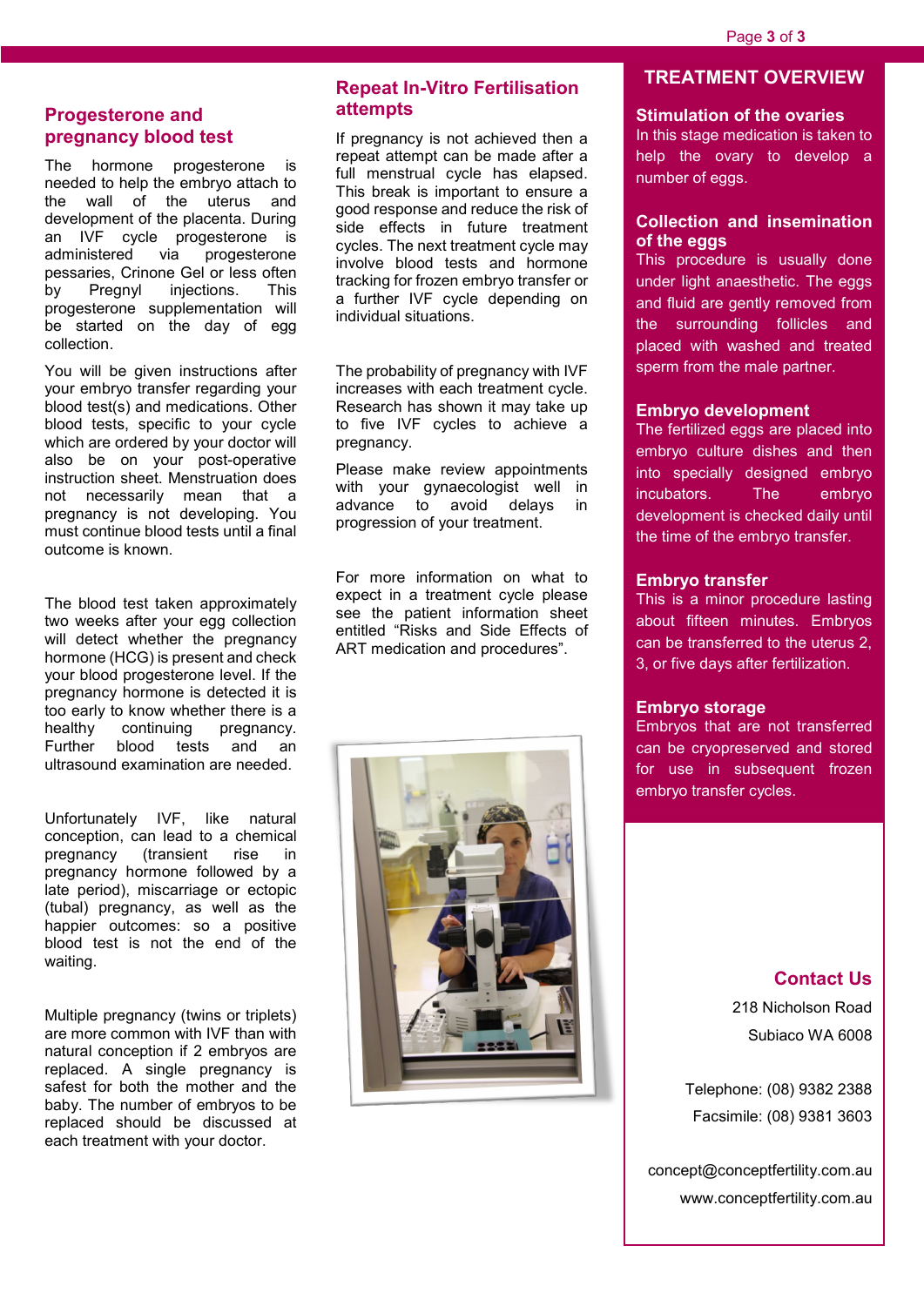## Progesterone and pregnancy blood test

The hormone progesterone is needed to help the embryo attach to the wall of the uterus and development of the placenta. During an IVF cycle progesterone is administered via progesterone pessaries, Crinone Gel or less often by Pregnyl injections. This progesterone supplementation will be started on the day of egg collection.

You will be given instructions after your embryo transfer regarding your blood test(s) and medications. Other blood tests, specific to your cycle which are ordered by your doctor will also be on your post-operative instruction sheet. Menstruation does not necessarily mean that a pregnancy is not developing. You must continue blood tests until a final outcome is known.

The blood test taken approximately two weeks after your egg collection will detect whether the pregnancy hormone (HCG) is present and check your blood progesterone level. If the pregnancy hormone is detected it is too early to know whether there is a healthy continuing pregnancy. Further blood tests and an ultrasound examination are needed.

Unfortunately IVF, like natural conception, can lead to a chemical pregnancy (transient rise in pregnancy hormone followed by a late period), miscarriage or ectopic (tubal) pregnancy, as well as the happier outcomes: so a positive blood test is not the end of the waiting.

Multiple pregnancy (twins or triplets) are more common with IVF than with natural conception if 2 embryos are replaced. A single pregnancy is safest for both the mother and the baby. The number of embryos to be replaced should be discussed at each treatment with your doctor.

## Repeat In-Vitro Fertilisation attempts

If pregnancy is not achieved then a repeat attempt can be made after a full menstrual cycle has elapsed. This break is important to ensure a good response and reduce the risk of side effects in future treatment cycles. The next treatment cycle may involve blood tests and hormone tracking for frozen embryo transfer or a further IVF cycle depending on individual situations.

The probability of pregnancy with IVF increases with each treatment cycle. Research has shown it may take up to five IVF cycles to achieve a pregnancy.

Please make review appointments with your gynaecologist well in advance to avoid delays in progression of your treatment.

For more information on what to expect in a treatment cycle please see the patient information sheet entitled “Risks and Side Effects of ART medication and procedures”.

## TREATMENT OVERVIEW

### Stimulation of the ovaries

In this stage medication is taken to help the ovary to develop a number of eggs.

### Collection and insemination of the eggs

This procedure is usually done under light anaesthetic. The eggs and fluid are gently removed from the surrounding follicles and placed with washed and treated sperm from the male partner.

### Embryo development

The fertilized eggs are placed into embryo culture dishes and then into specially designed embryo incubators. The embryo development is checked daily until the time of the embryo transfer.

### Embryo transfer

This is a minor procedure lasting about fifteen minutes. Embryos can be transferred to the uterus 2, 3, or five days after fertilization.

### Embryo storage

Embryos that are not transferred can be cryopreserved and stored for use in subsequent frozen embryo transfer cycles.

## Contact Us

218 Nicholson Road
Subiaco WA 6008

Telephone: (08) 9382 2388
Facsimile: (08) 9381 3603

concept@conceptfertility.com.au
www.conceptfertility.com.au